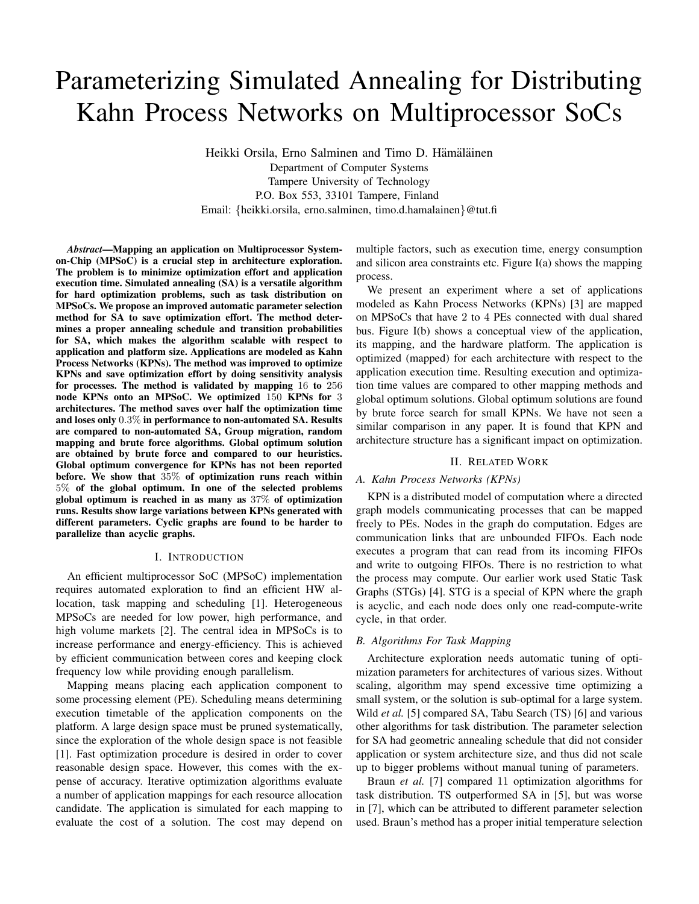# Parameterizing Simulated Annealing for Distributing Kahn Process Networks on Multiprocessor SoCs

Heikki Orsila, Erno Salminen and Timo D. Hämäläinen
Department of Computer Systems
Tampere University of Technology
P.O. Box 553, 33101 Tampere, Finland
Email: {heikki.orsila, erno.salminen, timo.d.hamalainen}@tut.fi

***Abstract*—Mapping an application on Multiprocessor System-on-Chip (MPSoC) is a crucial step in architecture exploration. The problem is to minimize optimization effort and application execution time. Simulated annealing (SA) is a versatile algorithm for hard optimization problems, such as task distribution on MPSoCs. We propose an improved automatic parameter selection method for SA to save optimization effort. The method determines a proper annealing schedule and transition probabilities for SA, which makes the algorithm scalable with respect to application and platform size. Applications are modeled as Kahn Process Networks (KPNs). The method was improved to optimize KPNs and save optimization effort by doing sensitivity analysis for processes. The method is validated by mapping $16$ to $256$ node KPNs onto an MPSoC. We optimized $150$ KPNs for $3$ architectures. The method saves over half the optimization time and loses only $0.3\%$ in performance to non-automated SA. Results are compared to non-automated SA, Group migration, random mapping and brute force algorithms. Global optimum solution are obtained by brute force and compared to our heuristics. Global optimum convergence for KPNs has not been reported before. We show that $35\%$ of optimization runs reach within $5\%$ of the global optimum. In one of the selected problems global optimum is reached in as many as $37\%$ of optimization runs. Results show large variations between KPNs generated with different parameters. Cyclic graphs are found to be harder to parallelize than acyclic graphs.**

## I. Introduction

An efficient multiprocessor SoC (MPSoC) implementation requires automated exploration to find an efficient HW allocation, task mapping and scheduling [1]. Heterogeneous MPSoCs are needed for low power, high performance, and high volume markets [2]. The central idea in MPSoCs is to increase performance and energy-efficiency. This is achieved by efficient communication between cores and keeping clock frequency low while providing enough parallelism.

Mapping means placing each application component to some processing element (PE). Scheduling means determining execution timetable of the application components on the platform. A large design space must be pruned systematically, since the exploration of the whole design space is not feasible [1]. Fast optimization procedure is desired in order to cover reasonable design space. However, this comes with the expense of accuracy. Iterative optimization algorithms evaluate a number of application mappings for each resource allocation candidate. The application is simulated for each mapping to evaluate the cost of a solution. The cost may depend on multiple factors, such as execution time, energy consumption and silicon area constraints etc. Figure I(a) shows the mapping process.

We present an experiment where a set of applications modeled as Kahn Process Networks (KPNs) [3] are mapped on MPSoCs that have $2$ to $4$ PEs connected with dual shared bus. Figure I(b) shows a conceptual view of the application, its mapping, and the hardware platform. The application is optimized (mapped) for each architecture with respect to the application execution time. Resulting execution and optimization time values are compared to other mapping methods and global optimum solutions. Global optimum solutions are found by brute force search for small KPNs. We have not seen a similar comparison in any paper. It is found that KPN and architecture structure has a significant impact on optimization.

## II. Related Work

### A. Kahn Process Networks (KPNs)

KPN is a distributed model of computation where a directed graph models communicating processes that can be mapped freely to PEs. Nodes in the graph do computation. Edges are communication links that are unbounded FIFOs. Each node executes a program that can read from its incoming FIFOs and write to outgoing FIFOs. There is no restriction to what the process may compute. Our earlier work used Static Task Graphs (STGs) [4]. STG is a special of KPN where the graph is acyclic, and each node does only one read-compute-write cycle, in that order.

### B. Algorithms For Task Mapping

Architecture exploration needs automatic tuning of optimization parameters for architectures of various sizes. Without scaling, algorithm may spend excessive time optimizing a small system, or the solution is sub-optimal for a large system. Wild *et al.* [5] compared SA, Tabu Search (TS) [6] and various other algorithms for task distribution. The parameter selection for SA had geometric annealing schedule that did not consider application or system architecture size, and thus did not scale up to bigger problems without manual tuning of parameters.

Braun *et al.* [7] compared $11$ optimization algorithms for task distribution. TS outperformed SA in [5], but was worse in [7], which can be attributed to different parameter selection used. Braun's method has a proper initial temperature selection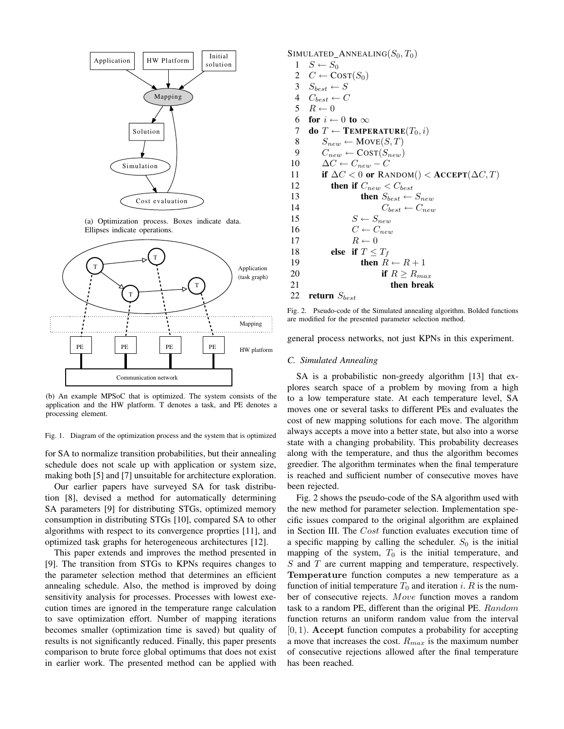(a) Optimization process. Boxes indicate data. Ellipses indicate operations.

(b) An example MPSoC that is optimized. The system consists of the application and the HW platform. T denotes a task, and PE denotes a processing element.

Fig. 1. Diagram of the optimization process and the system that is optimized

for SA to normalize transition probabilities, but their annealing schedule does not scale up with application or system size, making both [5] and [7] unsuitable for architecture exploration.

Our earlier papers have surveyed SA for task distribution [8], devised a method for automatically determining SA parameters [9] for distributing STGs, optimized memory consumption in distributing STGs [10], compared SA to other algorithms with respect to its convergence proprties [11], and optimized task graphs for heterogeneous architectures [12].

This paper extends and improves the method presented in [9]. The transition from STGs to KPNs requires changes to the parameter selection method that determines an efficient annealing schedule. Also, the method is improved by doing sensitivity analysis for processes. Processes with lowest execution times are ignored in the temperature range calculation to save optimization effort. Number of mapping iterations becomes smaller (optimization time is saved) but quality of results is not significantly reduced. Finally, this paper presents comparison to brute force global optimums that does not exist in earlier work. The presented method can be applied with general process networks, not just KPNs in this experiment.

```
SIMULATED_ANNEALING(S_0, T_0)
 1  S ← S_0
 2  C ← COST(S_0)
 3  S_best ← S
 4  C_best ← C
 5  R ← 0
 6  for i ← 0 to ∞
 7  do T ← TEMPERATURE(T_0, i)
 8        S_new ← MOVE(S, T)
 9        C_new ← COST(S_new)
10        ΔC ← C_new − C
11        if ΔC < 0 or RANDOM() < ACCEPT(ΔC, T)
12           then if C_new < C_best
13                   then S_best ← S_new
14                        C_best ← C_new
15                S ← S_new
16                C ← C_new
17                R ← 0
18           else  if T ≤ T_f
19                   then R ← R + 1
20                        if R ≥ R_max
21                           then break
22  return S_best
```

Fig. 2. Pseudo-code of the Simulated annealing algorithm. Bolded functions are modified for the presented parameter selection method.

### C. Simulated Annealing

SA is a probabilistic non-greedy algorithm [13] that explores search space of a problem by moving from a high to a low temperature state. At each temperature level, SA moves one or several tasks to different PEs and evaluates the cost of new mapping solutions for each move. The algorithm always accepts a move into a better state, but also into a worse state with a changing probability. This probability decreases along with the temperature, and thus the algorithm becomes greedier. The algorithm terminates when the final temperature is reached and sufficient number of consecutive moves have been rejected.

Fig. 2 shows the pseudo-code of the SA algorithm used with the new method for parameter selection. Implementation specific issues compared to the original algorithm are explained in Section III. The *Cost* function evaluates execution time of a specific mapping by calling the scheduler. $S_0$ is the initial mapping of the system, $T_0$ is the initial temperature, and $S$ and $T$ are current mapping and temperature, respectively. **Temperature** function computes a new temperature as a function of initial temperature $T_0$ and iteration $i$. $R$ is the number of consecutive rejects. *Move* function moves a random task to a random PE, different than the original PE. *Random* function returns an uniform random value from the interval $[0, 1)$. **Accept** function computes a probability for accepting a move that increases the cost. $R_{max}$ is the maximum number of consecutive rejections allowed after the final temperature has been reached.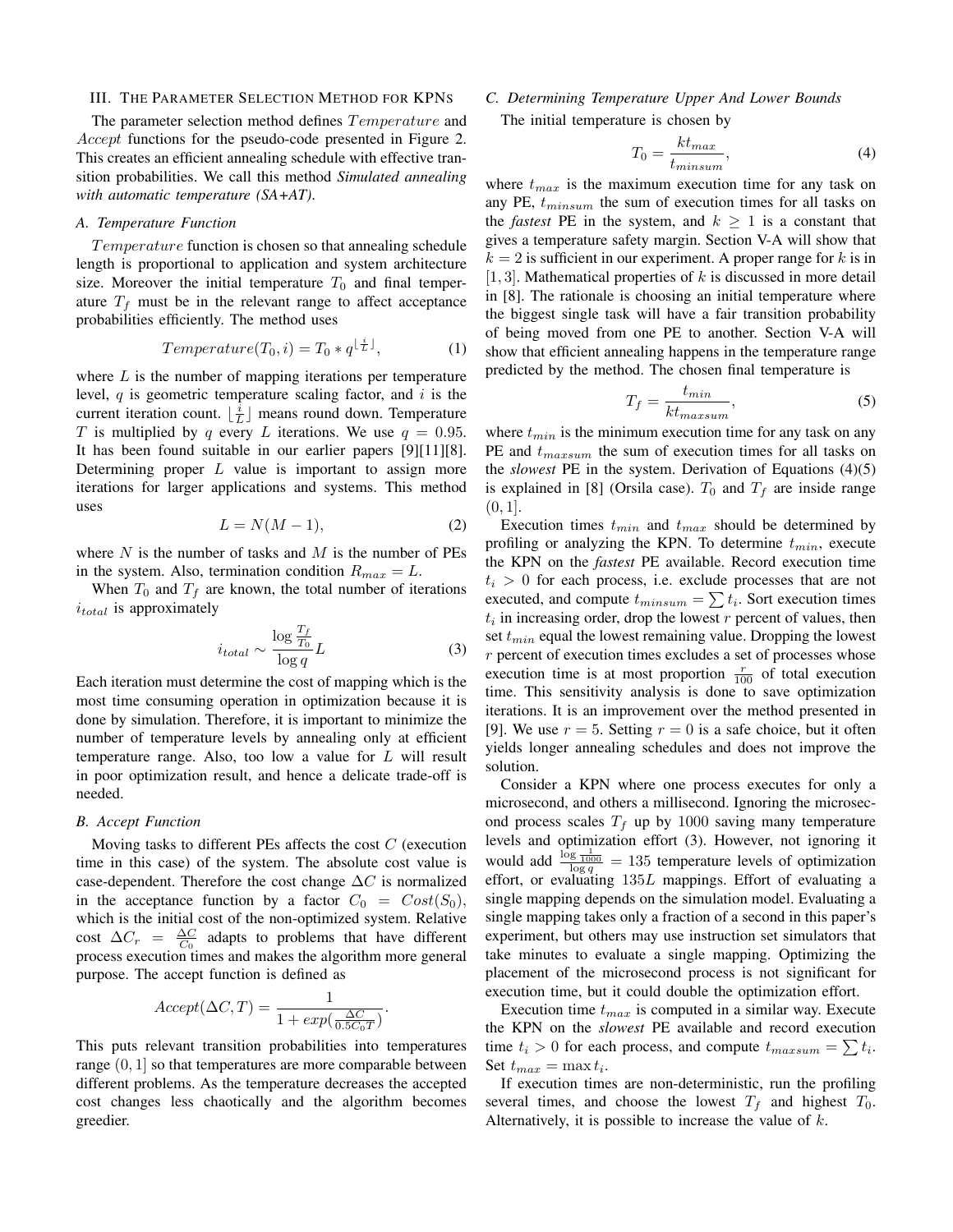## III. The Parameter Selection Method for KPNs

The parameter selection method defines $Temperature$ and $Accept$ functions for the pseudo-code presented in Figure 2. This creates an efficient annealing schedule with effective transition probabilities. We call this method *Simulated annealing with automatic temperature (SA+AT)*.

### A. Temperature Function

$Temperature$ function is chosen so that annealing schedule length is proportional to application and system architecture size. Moreover the initial temperature $T_0$ and final temperature $T_f$ must be in the relevant range to affect acceptance probabilities efficiently. The method uses

$$Temperature(T_0, i) = T_0 * q^{\lfloor \frac{i}{L} \rfloor}, \tag{1}$$

where $L$ is the number of mapping iterations per temperature level, $q$ is geometric temperature scaling factor, and $i$ is the current iteration count. $\lfloor \frac{i}{L} \rfloor$ means round down. Temperature $T$ is multiplied by $q$ every $L$ iterations. We use $q = 0.95$. It has been found suitable in our earlier papers [9][11][8]. Determining proper $L$ value is important to assign more iterations for larger applications and systems. This method uses

$$L = N(M - 1), \tag{2}$$

where $N$ is the number of tasks and $M$ is the number of PEs in the system. Also, termination condition $R_{max} = L$.

When $T_0$ and $T_f$ are known, the total number of iterations $i_{total}$ is approximately

$$i_{total} \sim \frac{\log \frac{T_f}{T_0}}{\log q} L \tag{3}$$

Each iteration must determine the cost of mapping which is the most time consuming operation in optimization because it is done by simulation. Therefore, it is important to minimize the number of temperature levels by annealing only at efficient temperature range. Also, too low a value for $L$ will result in poor optimization result, and hence a delicate trade-off is needed.

### B. Accept Function

Moving tasks to different PEs affects the cost $C$ (execution time in this case) of the system. The absolute cost value is case-dependent. Therefore the cost change $\Delta C$ is normalized in the acceptance function by a factor $C_0 = Cost(S_0)$, which is the initial cost of the non-optimized system. Relative cost $\Delta C_r = \frac{\Delta C}{C_0}$ adapts to problems that have different process execution times and makes the algorithm more general purpose. The accept function is defined as

$$Accept(\Delta C, T) = \frac{1}{1 + exp(\frac{\Delta C}{0.5 C_0 T})}.$$

This puts relevant transition probabilities into temperatures range $(0, 1]$ so that temperatures are more comparable between different problems. As the temperature decreases the accepted cost changes less chaotically and the algorithm becomes greedier.

### C. Determining Temperature Upper And Lower Bounds

The initial temperature is chosen by

$$T_0 = \frac{k t_{max}}{t_{minsum}}, \tag{4}$$

where $t_{max}$ is the maximum execution time for any task on any PE, $t_{minsum}$ the sum of execution times for all tasks on the *fastest* PE in the system, and $k \geq 1$ is a constant that gives a temperature safety margin. Section V-A will show that $k = 2$ is sufficient in our experiment. A proper range for $k$ is in $[1, 3]$. Mathematical properties of $k$ is discussed in more detail in [8]. The rationale is choosing an initial temperature where the biggest single task will have a fair transition probability of being moved from one PE to another. Section V-A will show that efficient annealing happens in the temperature range predicted by the method. The chosen final temperature is

$$T_f = \frac{t_{min}}{k t_{maxsum}}, \tag{5}$$

where $t_{min}$ is the minimum execution time for any task on any PE and $t_{maxsum}$ the sum of execution times for all tasks on the *slowest* PE in the system. Derivation of Equations (4)(5) is explained in [8] (Orsila case). $T_0$ and $T_f$ are inside range $(0, 1]$.

Execution times $t_{min}$ and $t_{max}$ should be determined by profiling or analyzing the KPN. To determine $t_{min}$, execute the KPN on the *fastest* PE available. Record execution time $t_i > 0$ for each process, i.e. exclude processes that are not executed, and compute $t_{minsum} = \sum t_i$. Sort execution times $t_i$ in increasing order, drop the lowest $r$ percent of values, then set $t_{min}$ equal the lowest remaining value. Dropping the lowest $r$ percent of execution times excludes a set of processes whose execution time is at most proportion $\frac{r}{100}$ of total execution time. This sensitivity analysis is done to save optimization iterations. It is an improvement over the method presented in [9]. We use $r = 5$. Setting $r = 0$ is a safe choice, but it often yields longer annealing schedules and does not improve the solution.

Consider a KPN where one process executes for only a microsecond, and others a millisecond. Ignoring the microsecond process scales $T_f$ up by 1000 saving many temperature levels and optimization effort (3). However, not ignoring it would add $\frac{\log \frac{1}{1000}}{\log q} = 135$ temperature levels of optimization effort, or evaluating $135L$ mappings. Effort of evaluating a single mapping depends on the simulation model. Evaluating a single mapping takes only a fraction of a second in this paper's experiment, but others may use instruction set simulators that take minutes to evaluate a single mapping. Optimizing the placement of the microsecond process is not significant for execution time, but it could double the optimization effort.

Execution time $t_{max}$ is computed in a similar way. Execute the KPN on the *slowest* PE available and record execution time $t_i > 0$ for each process, and compute $t_{maxsum} = \sum t_i$. Set $t_{max} = \max t_i$.

If execution times are non-deterministic, run the profiling several times, and choose the lowest $T_f$ and highest $T_0$. Alternatively, it is possible to increase the value of $k$.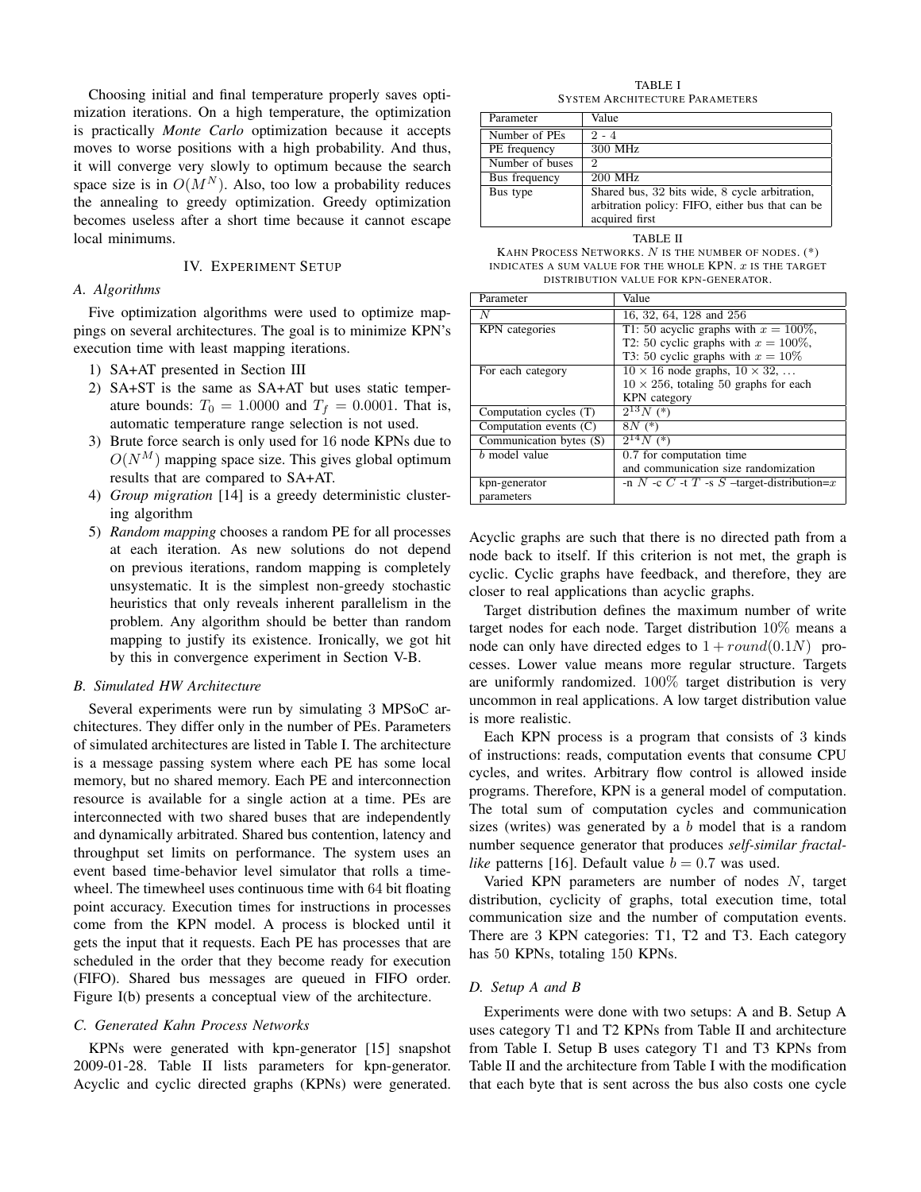Choosing initial and final temperature properly saves optimization iterations. On a high temperature, the optimization is practically *Monte Carlo* optimization because it accepts moves to worse positions with a high probability. And thus, it will converge very slowly to optimum because the search space size is in $O(M^N)$. Also, too low a probability reduces the annealing to greedy optimization. Greedy optimization becomes useless after a short time because it cannot escape local minimums.

## IV. Experiment Setup

### A. Algorithms

Five optimization algorithms were used to optimize mappings on several architectures. The goal is to minimize KPN's execution time with least mapping iterations.

1) SA+AT presented in Section III
2) SA+ST is the same as SA+AT but uses static temperature bounds: $T_0 = 1.0000$ and $T_f = 0.0001$. That is, automatic temperature range selection is not used.
3) Brute force search is only used for 16 node KPNs due to $O(N^M)$ mapping space size. This gives global optimum results that are compared to SA+AT.
4) *Group migration* [14] is a greedy deterministic clustering algorithm
5) *Random mapping* chooses a random PE for all processes at each iteration. As new solutions do not depend on previous iterations, random mapping is completely unsystematic. It is the simplest non-greedy stochastic heuristics that only reveals inherent parallelism in the problem. Any algorithm should be better than random mapping to justify its existence. Ironically, we got hit by this in convergence experiment in Section V-B.

### B. Simulated HW Architecture

Several experiments were run by simulating 3 MPSoC architectures. They differ only in the number of PEs. Parameters of simulated architectures are listed in Table I. The architecture is a message passing system where each PE has some local memory, but no shared memory. Each PE and interconnection resource is available for a single action at a time. PEs are interconnected with two shared buses that are independently and dynamically arbitrated. Shared bus contention, latency and throughput set limits on performance. The system uses an event based time-behavior level simulator that rolls a timewheel. The timewheel uses continuous time with 64 bit floating point accuracy. Execution times for instructions in processes come from the KPN model. A process is blocked until it gets the input that it requests. Each PE has processes that are scheduled in the order that they become ready for execution (FIFO). Shared bus messages are queued in FIFO order. Figure I(b) presents a conceptual view of the architecture.

### C. Generated Kahn Process Networks

KPNs were generated with kpn-generator [15] snapshot 2009-01-28. Table II lists parameters for kpn-generator. Acyclic and cyclic directed graphs (KPNs) were generated.

TABLE I
SYSTEM ARCHITECTURE PARAMETERS

| Parameter | Value |
|---|---|
| Number of PEs | 2 - 4 |
| PE frequency | 300 MHz |
| Number of buses | 2 |
| Bus frequency | 200 MHz |
| Bus type | Shared bus, 32 bits wide, 8 cycle arbitration, arbitration policy: FIFO, either bus that can be acquired first |

TABLE II
KAHN PROCESS NETWORKS. $N$ IS THE NUMBER OF NODES. (*) INDICATES A SUM VALUE FOR THE WHOLE KPN. $x$ IS THE TARGET DISTRIBUTION VALUE FOR KPN-GENERATOR.

| Parameter | Value |
|---|---|
| $N$ | 16, 32, 64, 128 and 256 |
| KPN categories | T1: 50 acyclic graphs with $x = 100\%$, T2: 50 cyclic graphs with $x = 100\%$, T3: 50 cyclic graphs with $x = 10\%$ |
| For each category | $10 \times 16$ node graphs, $10 \times 32$, … $10 \times 256$, totaling 50 graphs for each KPN category |
| Computation cycles (T) | $2^{13}N$ (*) |
| Computation events (C) | $8N$ (*) |
| Communication bytes (S) | $2^{14}N$ (*) |
| $b$ model value | 0.7 for computation time and communication size randomization |
| kpn-generator parameters | -n $N$ -c $C$ -t $T$ -s $S$ –target-distribution=$x$ |

Acyclic graphs are such that there is no directed path from a node back to itself. If this criterion is not met, the graph is cyclic. Cyclic graphs have feedback, and therefore, they are closer to real applications than acyclic graphs.

Target distribution defines the maximum number of write target nodes for each node. Target distribution $10\%$ means a node can only have directed edges to $1 + round(0.1N)$ processes. Lower value means more regular structure. Targets are uniformly randomized. $100\%$ target distribution is very uncommon in real applications. A low target distribution value is more realistic.

Each KPN process is a program that consists of 3 kinds of instructions: reads, computation events that consume CPU cycles, and writes. Arbitrary flow control is allowed inside programs. Therefore, KPN is a general model of computation. The total sum of computation cycles and communication sizes (writes) was generated by a $b$ model that is a random number sequence generator that produces *self-similar fractal-like* patterns [16]. Default value $b = 0.7$ was used.

Varied KPN parameters are number of nodes $N$, target distribution, cyclicity of graphs, total execution time, total communication size and the number of computation events. There are 3 KPN categories: T1, T2 and T3. Each category has 50 KPNs, totaling 150 KPNs.

### D. Setup A and B

Experiments were done with two setups: A and B. Setup A uses category T1 and T2 KPNs from Table II and architecture from Table I. Setup B uses category T1 and T3 KPNs from Table II and the architecture from Table I with the modification that each byte that is sent across the bus also costs one cycle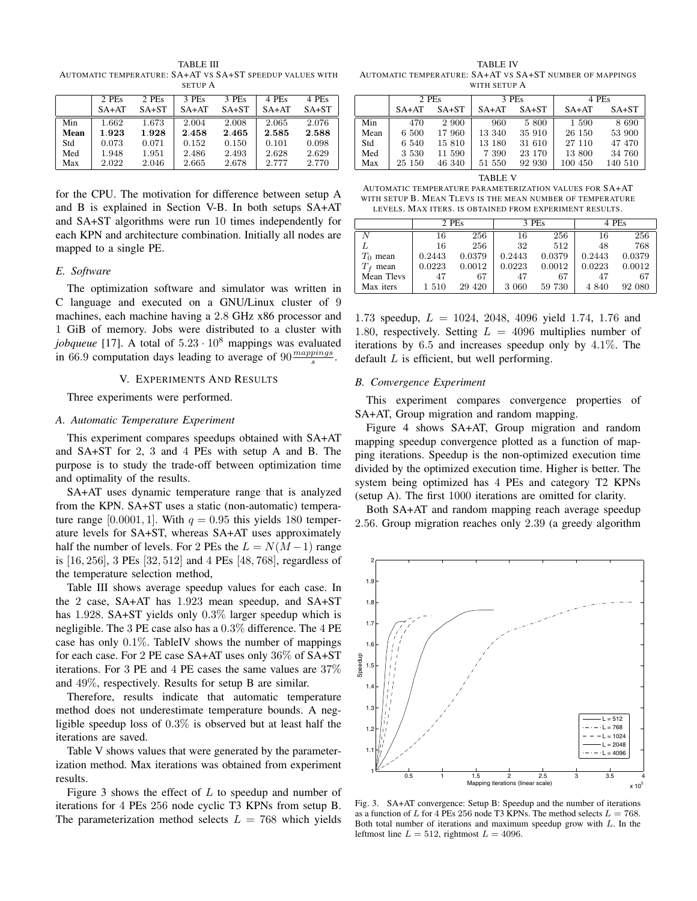TABLE III
AUTOMATIC TEMPERATURE: SA+AT VS SA+ST SPEEDUP VALUES WITH SETUP A

| | 2 PEs SA+AT | 2 PEs SA+ST | 3 PEs SA+AT | 3 PEs SA+ST | 4 PEs SA+AT | 4 PEs SA+ST |
|---|---|---|---|---|---|---|
| Min | 1.662 | 1.673 | 2.004 | 2.008 | 2.065 | 2.076 |
| **Mean** | **1.923** | **1.928** | **2.458** | **2.465** | **2.585** | **2.588** |
| Std | 0.073 | 0.071 | 0.152 | 0.150 | 0.101 | 0.098 |
| Med | 1.948 | 1.951 | 2.486 | 2.493 | 2.628 | 2.629 |
| Max | 2.022 | 2.046 | 2.665 | 2.678 | 2.777 | 2.770 |

for the CPU. The motivation for difference between setup A and B is explained in Section V-B. In both setups SA+AT and SA+ST algorithms were run 10 times independently for each KPN and architecture combination. Initially all nodes are mapped to a single PE.

### E. Software

The optimization software and simulator was written in C language and executed on a GNU/Linux cluster of 9 machines, each machine having a 2.8 GHz x86 processor and 1 GiB of memory. Jobs were distributed to a cluster with *jobqueue* [17]. A total of $5.23 \cdot 10^8$ mappings was evaluated in 66.9 computation days leading to average of $90 \frac{mappings}{s}$.

## V. EXPERIMENTS AND RESULTS

Three experiments were performed.

### A. Automatic Temperature Experiment

This experiment compares speedups obtained with SA+AT and SA+ST for 2, 3 and 4 PEs with setup A and B. The purpose is to study the trade-off between optimization time and optimality of the results.

SA+AT uses dynamic temperature range that is analyzed from the KPN. SA+ST uses a static (non-automatic) temperature range $[0.0001, 1]$. With $q = 0.95$ this yields 180 temperature levels for SA+ST, whereas SA+AT uses approximately half the number of levels. For 2 PEs the $L = N(M-1)$ range is $[16, 256]$, 3 PEs $[32, 512]$ and 4 PEs $[48, 768]$, regardless of the temperature selection method,

Table III shows average speedup values for each case. In the 2 case, SA+AT has 1.923 mean speedup, and SA+ST has 1.928. SA+ST yields only 0.3% larger speedup which is negligible. The 3 PE case also has a 0.3% difference. The 4 PE case has only 0.1%. TableIV shows the number of mappings for each case. For 2 PE case SA+AT uses only 36% of SA+ST iterations. For 3 PE and 4 PE cases the same values are 37% and 49%, respectively. Results for setup B are similar.

Therefore, results indicate that automatic temperature method does not underestimate temperature bounds. A negligible speedup loss of 0.3% is observed but at least half the iterations are saved.

Table V shows values that were generated by the parameterization method. Max iterations was obtained from experiment results.

Figure 3 shows the effect of $L$ to speedup and number of iterations for 4 PEs 256 node cyclic T3 KPNs from setup B. The parameterization method selects $L = 768$ which yields 1.73 speedup, $L = 1024$, 2048, 4096 yield 1.74, 1.76 and 1.80, respectively. Setting $L = 4096$ multiplies number of iterations by 6.5 and increases speedup only by 4.1%. The default $L$ is efficient, but well performing.

TABLE IV
AUTOMATIC TEMPERATURE: SA+AT VS SA+ST NUMBER OF MAPPINGS WITH SETUP A

| | 2 PEs SA+AT | 2 PEs SA+ST | 3 PEs SA+AT | 3 PEs SA+ST | 4 PEs SA+AT | 4 PEs SA+ST |
|---|---|---|---|---|---|---|
| Min | 470 | 2 900 | 960 | 5 800 | 1 590 | 8 690 |
| Mean | 6 500 | 17 960 | 13 340 | 35 910 | 26 150 | 53 900 |
| Std | 6 540 | 15 810 | 13 180 | 31 610 | 27 110 | 47 470 |
| Med | 3 530 | 11 590 | 7 390 | 23 170 | 13 800 | 34 760 |
| Max | 25 150 | 46 340 | 51 550 | 92 930 | 100 450 | 140 510 |

TABLE V
AUTOMATIC TEMPERATURE PARAMETERIZATION VALUES FOR SA+AT WITH SETUP B. MEAN TLEVS IS THE MEAN NUMBER OF TEMPERATURE LEVELS. MAX ITERS. IS OBTAINED FROM EXPERIMENT RESULTS.

| | 2 PEs | | 3 PEs | | 4 PEs | |
|---|---|---|---|---|---|---|
| $N$ | 16 | 256 | 16 | 256 | 16 | 256 |
| $L$ | 16 | 256 | 32 | 512 | 48 | 768 |
| $T_0$ mean | 0.2443 | 0.0379 | 0.2443 | 0.0379 | 0.2443 | 0.0379 |
| $T_f$ mean | 0.0223 | 0.0012 | 0.0223 | 0.0012 | 0.0223 | 0.0012 |
| Mean Tlevs | 47 | 67 | 47 | 67 | 47 | 67 |
| Max iters | 1 510 | 29 420 | 3 060 | 59 730 | 4 840 | 92 080 |

### B. Convergence Experiment

This experiment compares convergence properties of SA+AT, Group migration and random mapping.

Figure 4 shows SA+AT, Group migration and random mapping speedup convergence plotted as a function of mapping iterations. Speedup is the non-optimized execution time divided by the optimized execution time. Higher is better. The system being optimized has 4 PEs and category T2 KPNs (setup A). The first 1000 iterations are omitted for clarity.

Both SA+AT and random mapping reach average speedup 2.56. Group migration reaches only 2.39 (a greedy algorithm

Fig. 3. SA+AT convergence: Setup B: Speedup and the number of iterations as a function of $L$ for 4 PEs 256 node T3 KPNs. The method selects $L = 768$. Both total number of iterations and maximum speedup grow with $L$. In the leftmost line $L = 512$, rightmost $L = 4096$.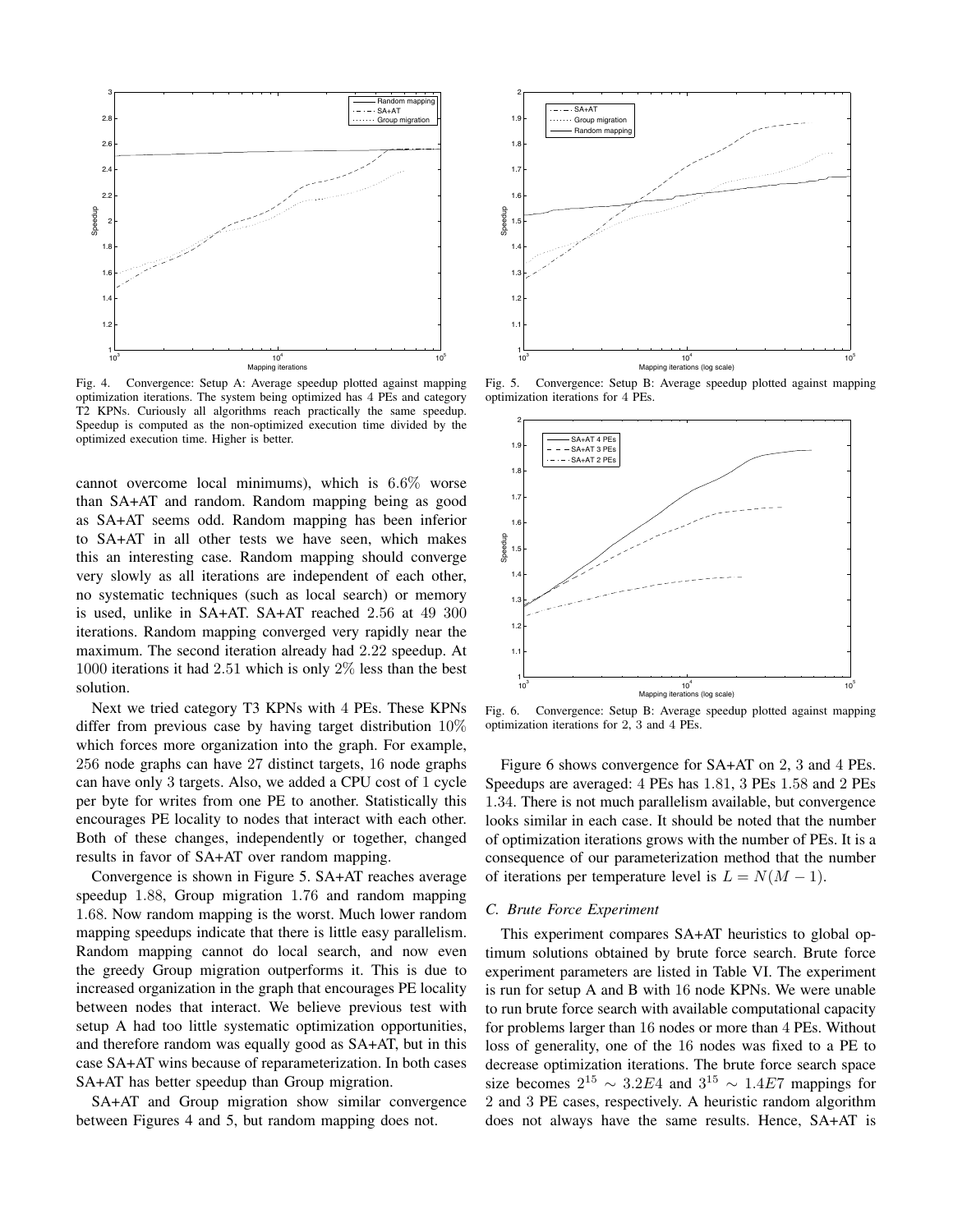Fig. 4. Convergence: Setup A: Average speedup plotted against mapping optimization iterations. The system being optimized has 4 PEs and category T2 KPNs. Curiously all algorithms reach practically the same speedup. Speedup is computed as the non-optimized execution time divided by the optimized execution time. Higher is better.

cannot overcome local minimums), which is 6.6% worse than SA+AT and random. Random mapping being as good as SA+AT seems odd. Random mapping has been inferior to SA+AT in all other tests we have seen, which makes this an interesting case. Random mapping should converge very slowly as all iterations are independent of each other, no systematic techniques (such as local search) or memory is used, unlike in SA+AT. SA+AT reached 2.56 at 49 300 iterations. Random mapping converged very rapidly near the maximum. The second iteration already had 2.22 speedup. At 1000 iterations it had 2.51 which is only 2% less than the best solution.

Next we tried category T3 KPNs with 4 PEs. These KPNs differ from previous case by having target distribution 10% which forces more organization into the graph. For example, 256 node graphs can have 27 distinct targets, 16 node graphs can have only 3 targets. Also, we added a CPU cost of 1 cycle per byte for writes from one PE to another. Statistically this encourages PE locality to nodes that interact with each other. Both of these changes, independently or together, changed results in favor of SA+AT over random mapping.

Convergence is shown in Figure 5. SA+AT reaches average speedup 1.88, Group migration 1.76 and random mapping 1.68. Now random mapping is the worst. Much lower random mapping speedups indicate that there is little easy parallelism. Random mapping cannot do local search, and now even the greedy Group migration outperforms it. This is due to increased organization in the graph that encourages PE locality between nodes that interact. We believe previous test with setup A had too little systematic optimization opportunities, and therefore random was equally good as SA+AT, but in this case SA+AT wins because of reparameterization. In both cases SA+AT has better speedup than Group migration.

SA+AT and Group migration show similar convergence between Figures 4 and 5, but random mapping does not.

Fig. 5. Convergence: Setup B: Average speedup plotted against mapping optimization iterations for 4 PEs.

Fig. 6. Convergence: Setup B: Average speedup plotted against mapping optimization iterations for 2, 3 and 4 PEs.

Figure 6 shows convergence for SA+AT on 2, 3 and 4 PEs. Speedups are averaged: 4 PEs has 1.81, 3 PEs 1.58 and 2 PEs 1.34. There is not much parallelism available, but convergence looks similar in each case. It should be noted that the number of optimization iterations grows with the number of PEs. It is a consequence of our parameterization method that the number of iterations per temperature level is $L = N(M - 1)$.

### C. Brute Force Experiment

This experiment compares SA+AT heuristics to global optimum solutions obtained by brute force search. Brute force experiment parameters are listed in Table VI. The experiment is run for setup A and B with 16 node KPNs. We were unable to run brute force search with available computational capacity for problems larger than 16 nodes or more than 4 PEs. Without loss of generality, one of the 16 nodes was fixed to a PE to decrease optimization iterations. The brute force search space size becomes $2^{15} \sim 3.2E4$ and $3^{15} \sim 1.4E7$ mappings for 2 and 3 PE cases, respectively. A heuristic random algorithm does not always have the same results. Hence, SA+AT is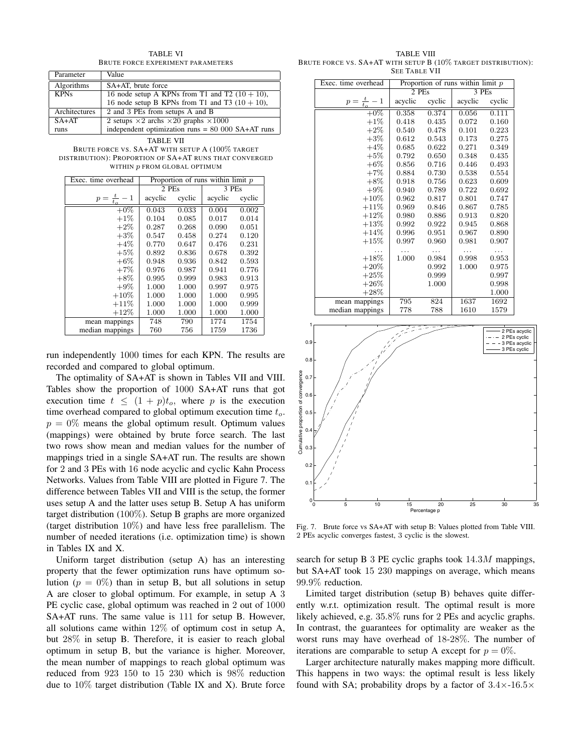TABLE VI
BRUTE FORCE EXPERIMENT PARAMETERS

| Parameter | Value |
|---|---|
| Algorithms | SA+AT, brute force |
| KPNs | 16 node setup A KPNs from T1 and T2 $(10+10)$, 16 node setup B KPNs from T1 and T3 $(10+10)$, |
| Architectures | 2 and 3 PEs from setups A and B |
| SA+AT runs | 2 setups $\times 2$ archs $\times 20$ graphs $\times 1000$ independent optimization runs = 80 000 SA+AT runs |

TABLE VII
BRUTE FORCE VS. SA+AT WITH SETUP A (100% TARGET DISTRIBUTION): PROPORTION OF SA+AT RUNS THAT CONVERGED WITHIN $p$ FROM GLOBAL OPTIMUM

| Exec. time overhead | Proportion of runs within limit $p$ | | | |
|---|---|---|---|---|
| | 2 PEs | | 3 PEs | |
| $p = \frac{t}{t_o} - 1$ | acyclic | cyclic | acyclic | cyclic |
| $+0\%$ | 0.043 | 0.033 | 0.004 | 0.002 |
| $+1\%$ | 0.104 | 0.085 | 0.017 | 0.014 |
| $+2\%$ | 0.287 | 0.268 | 0.090 | 0.051 |
| $+3\%$ | 0.547 | 0.458 | 0.274 | 0.120 |
| $+4\%$ | 0.770 | 0.647 | 0.476 | 0.231 |
| $+5\%$ | 0.892 | 0.836 | 0.678 | 0.392 |
| $+6\%$ | 0.948 | 0.936 | 0.842 | 0.593 |
| $+7\%$ | 0.976 | 0.987 | 0.941 | 0.776 |
| $+8\%$ | 0.995 | 0.999 | 0.983 | 0.913 |
| $+9\%$ | 1.000 | 1.000 | 0.997 | 0.975 |
| $+10\%$ | 1.000 | 1.000 | 1.000 | 0.995 |
| $+11\%$ | 1.000 | 1.000 | 1.000 | 0.999 |
| $+12\%$ | 1.000 | 1.000 | 1.000 | 1.000 |
| mean mappings | 748 | 790 | 1774 | 1754 |
| median mappings | 760 | 756 | 1759 | 1736 |

run independently 1000 times for each KPN. The results are recorded and compared to global optimum.

The optimality of SA+AT is shown in Tables VII and VIII. Tables show the proportion of 1000 SA+AT runs that got execution time $t \leq (1+p)t_o$, where $p$ is the execution time overhead compared to global optimum execution time $t_o$. $p = 0\%$ means the global optimum result. Optimum values (mappings) were obtained by brute force search. The last two rows show mean and median values for the number of mappings tried in a single SA+AT run. The results are shown for 2 and 3 PEs with 16 node acyclic and cyclic Kahn Process Networks. Values from Table VIII are plotted in Figure 7. The difference between Tables VII and VIII is the setup, the former uses setup A and the latter uses setup B. Setup A has uniform target distribution (100%). Setup B graphs are more organized (target distribution 10%) and have less free parallelism. The number of needed iterations (i.e. optimization time) is shown in Tables IX and X.

Uniform target distribution (setup A) has an interesting property that the fewer optimization runs have optimum solution ($p = 0\%$) than in setup B, but all solutions in setup A are closer to global optimum. For example, in setup A 3 PE cyclic case, global optimum was reached in 2 out of 1000 SA+AT runs. The same value is 111 for setup B. However, all solutions came within 12% of optimum cost in setup A, but 28% in setup B. Therefore, it is easier to reach global optimum in setup B, but the variance is higher. Moreover, the mean number of mappings to reach global optimum was reduced from 923 150 to 15 230 which is 98% reduction due to 10% target distribution (Table IX and X). Brute force

TABLE VIII
BRUTE FORCE VS. SA+AT WITH SETUP B (10% TARGET DISTRIBUTION): SEE TABLE VII

| Exec. time overhead | Proportion of runs within limit $p$ | | | |
|---|---|---|---|---|
| | 2 PEs | | 3 PEs | |
| $p = \frac{t}{t_o} - 1$ | acyclic | cyclic | acyclic | cyclic |
| $+0\%$ | 0.358 | 0.374 | 0.056 | 0.111 |
| $+1\%$ | 0.418 | 0.435 | 0.072 | 0.160 |
| $+2\%$ | 0.540 | 0.478 | 0.101 | 0.223 |
| $+3\%$ | 0.612 | 0.543 | 0.173 | 0.275 |
| $+4\%$ | 0.685 | 0.622 | 0.271 | 0.349 |
| $+5\%$ | 0.792 | 0.650 | 0.348 | 0.435 |
| $+6\%$ | 0.856 | 0.716 | 0.446 | 0.493 |
| $+7\%$ | 0.884 | 0.730 | 0.538 | 0.554 |
| $+8\%$ | 0.918 | 0.756 | 0.623 | 0.609 |
| $+9\%$ | 0.940 | 0.789 | 0.722 | 0.692 |
| $+10\%$ | 0.962 | 0.817 | 0.801 | 0.747 |
| $+11\%$ | 0.969 | 0.846 | 0.867 | 0.785 |
| $+12\%$ | 0.980 | 0.886 | 0.913 | 0.820 |
| $+13\%$ | 0.992 | 0.922 | 0.945 | 0.868 |
| $+14\%$ | 0.996 | 0.951 | 0.967 | 0.890 |
| $+15\%$ | 0.997 | 0.960 | 0.981 | 0.907 |
| ... | ... | ... | ... | ... |
| $+18\%$ | 1.000 | 0.984 | 0.998 | 0.953 |
| $+20\%$ | | 0.992 | 1.000 | 0.975 |
| $+25\%$ | | 0.999 | | 0.997 |
| $+26\%$ | | 1.000 | | 0.998 |
| $+28\%$ | | | | 1.000 |
| mean mappings | 795 | 824 | 1637 | 1692 |
| median mappings | 778 | 788 | 1610 | 1579 |

Fig. 7. Brute force vs SA+AT with setup B: Values plotted from Table VIII. 2 PEs acyclic converges fastest, 3 cyclic is the slowest.

search for setup B 3 PE cyclic graphs took $14.3M$ mappings, but SA+AT took 15 230 mappings on average, which means 99.9% reduction.

Limited target distribution (setup B) behaves quite differently w.r.t. optimization result. The optimal result is more likely achieved, e.g. 35.8% runs for 2 PEs and acyclic graphs. In contrast, the guarantees for optimality are weaker as the worst runs may have overhead of 18-28%. The number of iterations are comparable to setup A except for $p = 0\%$.

Larger architecture naturally makes mapping more difficult. This happens in two ways: the optimal result is less likely found with SA; probability drops by a factor of $3.4\times$-$16.5\times$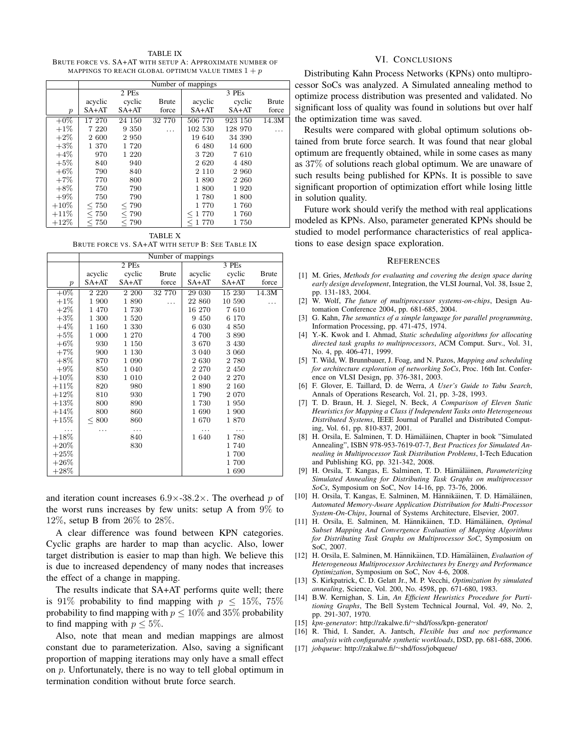TABLE IX
BRUTE FORCE VS. SA+AT WITH SETUP A: APPROXIMATE NUMBER OF MAPPINGS TO REACH GLOBAL OPTIMUM VALUE TIMES $1 + p$

| | Number of mappings | | | | | |
|---|---|---|---|---|---|---|
| | 2 PEs | | | 3 PEs | | |
| $p$ | acyclic SA+AT | cyclic SA+AT | Brute force | acyclic SA+AT | cyclic SA+AT | Brute force |
| +0% | 17 270 | 24 150 | 32 770 | 506 770 | 923 150 | 14.3M |
| +1% | 7 220 | 9 350 | ... | 102 530 | 128 970 | ... |
| +2% | 2 600 | 2 950 | | 19 640 | 34 390 | |
| +3% | 1 370 | 1 720 | | 6 480 | 14 600 | |
| +4% | 970 | 1 220 | | 3 720 | 7 610 | |
| +5% | 840 | 940 | | 2 620 | 4 480 | |
| +6% | 790 | 840 | | 2 110 | 2 960 | |
| +7% | 770 | 800 | | 1 890 | 2 260 | |
| +8% | 750 | 790 | | 1 800 | 1 920 | |
| +9% | 750 | 790 | | 1 780 | 1 800 | |
| +10% | ≤ 750 | ≤ 790 | | 1 770 | 1 760 | |
| +11% | ≤ 750 | ≤ 790 | | ≤ 1 770 | 1 760 | |
| +12% | ≤ 750 | ≤ 790 | | ≤ 1 770 | 1 750 | |

TABLE X
BRUTE FORCE VS. SA+AT WITH SETUP B: SEE TABLE IX

| | Number of mappings | | | | | |
|---|---|---|---|---|---|---|
| | 2 PEs | | | 3 PEs | | |
| $p$ | acyclic SA+AT | cyclic SA+AT | Brute force | acyclic SA+AT | cyclic SA+AT | Brute force |
| +0% | 2 220 | 2 200 | 32 770 | 29 030 | 15 230 | 14.3M |
| +1% | 1 900 | 1 890 | ... | 22 860 | 10 590 | ... |
| +2% | 1 470 | 1 730 | | 16 270 | 7 610 | |
| +3% | 1 300 | 1 520 | | 9 450 | 6 170 | |
| +4% | 1 160 | 1 330 | | 6 030 | 4 850 | |
| +5% | 1 000 | 1 270 | | 4 700 | 3 890 | |
| +6% | 930 | 1 150 | | 3 670 | 3 430 | |
| +7% | 900 | 1 130 | | 3 040 | 3 060 | |
| +8% | 870 | 1 090 | | 2 630 | 2 780 | |
| +9% | 850 | 1 040 | | 2 270 | 2 450 | |
| +10% | 830 | 1 010 | | 2 040 | 2 270 | |
| +11% | 820 | 980 | | 1 890 | 2 160 | |
| +12% | 810 | 930 | | 1 790 | 2 070 | |
| +13% | 800 | 890 | | 1 730 | 1 950 | |
| +14% | 800 | 860 | | 1 690 | 1 900 | |
| +15% | ≤ 800 | 860 | | 1 670 | 1 870 | |
| ... | ... | ... | | ... | ... | |
| +18% | | 840 | | 1 640 | 1 780 | |
| +20% | | 830 | | | 1 740 | |
| +25% | | | | | 1 700 | |
| +26% | | | | | 1 700 | |
| +28% | | | | | 1 690 | |

and iteration count increases $6.9\times$-$38.2\times$. The overhead $p$ of the worst runs increases by few units: setup A from 9% to 12%, setup B from 26% to 28%.

A clear difference was found between KPN categories. Cyclic graphs are harder to map than acyclic. Also, lower target distribution is easier to map than high. We believe this is due to increased dependency of many nodes that increases the effect of a change in mapping.

The results indicate that SA+AT performs quite well; there is 91% probability to find mapping with $p \leq 15\%$, 75% probability to find mapping with $p \leq 10\%$ and 35% probability to find mapping with $p \leq 5\%$.

Also, note that mean and median mappings are almost constant due to parameterization. Also, saving a significant proportion of mapping iterations may only have a small effect on $p$. Unfortunately, there is no way to tell global optimum in termination condition without brute force search.

## VI. Conclusions

Distributing Kahn Process Networks (KPNs) onto multiprocessor SoCs was analyzed. A Simulated annealing method to optimize process distribution was presented and validated. No significant loss of quality was found in solutions but over half the optimization time was saved.

Results were compared with global optimum solutions obtained from brute force search. It was found that near global optimum are frequently obtained, while in some cases as many as 37% of solutions reach global optimum. We are unaware of such results being published for KPNs. It is possible to save significant proportion of optimization effort while losing little in solution quality.

Future work should verify the method with real applications modeled as KPNs. Also, parameter generated KPNs should be studied to model performance characteristics of real applications to ease design space exploration.

## References

[1] M. Gries, *Methods for evaluating and covering the design space during early design development*, Integration, the VLSI Journal, Vol. 38, Issue 2, pp. 131-183, 2004.

[2] W. Wolf, *The future of multiprocessor systems-on-chips*, Design Automation Conference 2004, pp. 681-685, 2004.

[3] G. Kahn, *The semantics of a simple language for parallel programming*, Information Processing, pp. 471-475, 1974.

[4] Y.-K. Kwok and I. Ahmad, *Static scheduling algorithms for allocating directed task graphs to multiprocessors*, ACM Comput. Surv., Vol. 31, No. 4, pp. 406-471, 1999.

[5] T. Wild, W. Brunnbauer, J. Foag, and N. Pazos, *Mapping and scheduling for architecture exploration of networking SoCs*, Proc. 16th Int. Conference on VLSI Design, pp. 376-381, 2003.

[6] F. Glover, E. Taillard, D. de Werra, *A User's Guide to Tabu Search*, Annals of Operations Research, Vol. 21, pp. 3-28, 1993.

[7] T. D. Braun, H. J. Siegel, N. Beck, *A Comparison of Eleven Static Heuristics for Mapping a Class if Independent Tasks onto Heterogeneous Distributed Systems*, IEEE Journal of Parallel and Distributed Computing, Vol. 61, pp. 810-837, 2001.

[8] H. Orsila, E. Salminen, T. D. Hämäläinen, Chapter in book "Simulated Annealing", ISBN 978-953-7619-07-7, *Best Practices for Simulated Annealing in Multiprocessor Task Distribution Problems*, I-Tech Education and Publishing KG, pp. 321-342, 2008.

[9] H. Orsila, T. Kangas, E. Salminen, T. D. Hämäläinen, *Parameterizing Simulated Annealing for Distributing Task Graphs on multiprocessor SoCs*, Symposium on SoC, Nov 14-16, pp. 73-76, 2006.

[10] H. Orsila, T. Kangas, E. Salminen, M. Hännikäinen, T. D. Hämäläinen, *Automated Memory-Aware Application Distribution for Multi-Processor System-On-Chips*, Journal of Systems Architecture, Elsevier, 2007.

[11] H. Orsila, E. Salminen, M. Hännikäinen, T.D. Hämäläinen, *Optimal Subset Mapping And Convergence Evaluation of Mapping Algorithms for Distributing Task Graphs on Multiprocessor SoC*, Symposium on SoC, 2007.

[12] H. Orsila, E. Salminen, M. Hännikäinen, T.D. Hämäläinen, *Evaluation of Heterogeneous Multiprocessor Architectures by Energy and Performance Optimization*, Symposium on SoC, Nov 4-6, 2008.

[13] S. Kirkpatrick, C. D. Gelatt Jr., M. P. Vecchi, *Optimization by simulated annealing*, Science, Vol. 200, No. 4598, pp. 671-680, 1983.

[14] B.W. Kernighan, S. Lin, *An Efficient Heuristics Procedure for Partitioning Graphs*, The Bell System Technical Journal, Vol. 49, No. 2, pp. 291-307, 1970.

[15] *kpn-generator*: http://zakalwe.fi/~shd/foss/kpn-generator/

[16] R. Thid, I. Sander, A. Jantsch, *Flexible bus and noc performance analysis with configurable synthetic workloads*, DSD, pp. 681-688, 2006.

[17] *jobqueue*: http://zakalwe.fi/~shd/foss/jobqueue/